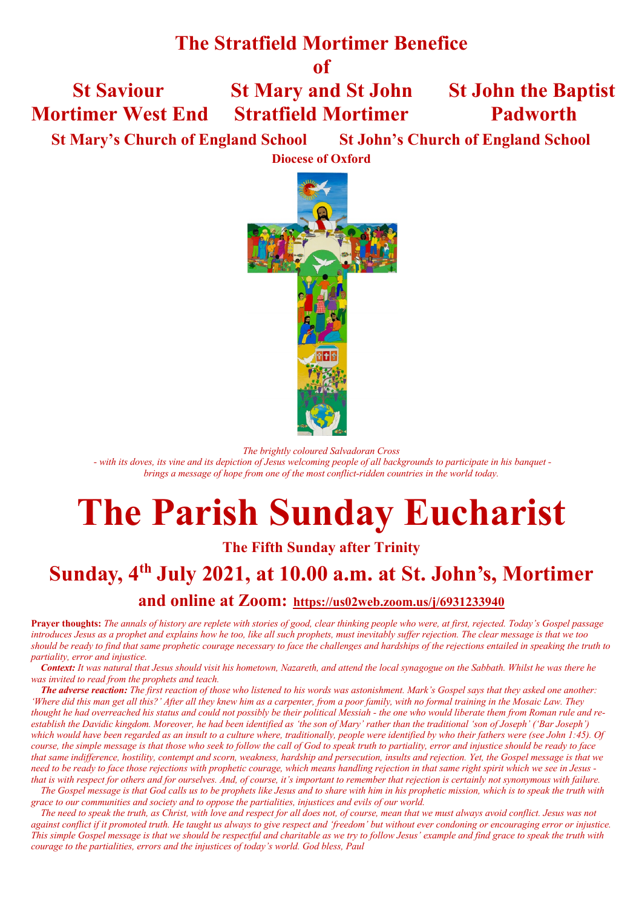# The Stratfield Mortimer Benefice of

**St Saviour Mortimer West End** — **St Mary and St John Stratfield Mortimer** — **St John the Baptist Padworth**

**St Mary's Church of England School** — **St John's Church of England School**

**Diocese of Oxford**

*The brightly coloured Salvadoran Cross*
*- with its doves, its vine and its depiction of Jesus welcoming people of all backgrounds to participate in his banquet -*
*brings a message of hope from one of the most conflict-ridden countries in the world today.*

# The Parish Sunday Eucharist

## The Fifth Sunday after Trinity

## Sunday, 4th July 2021, at 10.00 a.m. at St. John's, Mortimer

## and online at Zoom: https://us02web.zoom.us/j/6931233940

**Prayer thoughts:** *The annals of history are replete with stories of good, clear thinking people who were, at first, rejected. Today's Gospel passage introduces Jesus as a prophet and explains how he too, like all such prophets, must inevitably suffer rejection. The clear message is that we too should be ready to find that same prophetic courage necessary to face the challenges and hardships of the rejections entailed in speaking the truth to partiality, error and injustice.*

***Context:*** *It was natural that Jesus should visit his hometown, Nazareth, and attend the local synagogue on the Sabbath. Whilst he was there he was invited to read from the prophets and teach.*

***The adverse reaction:*** *The first reaction of those who listened to his words was astonishment. Mark's Gospel says that they asked one another: 'Where did this man get all this?' After all they knew him as a carpenter, from a poor family, with no formal training in the Mosaic Law. They thought he had overreached his status and could not possibly be their political Messiah - the one who would liberate them from Roman rule and re-establish the Davidic kingdom. Moreover, he had been identified as 'the son of Mary' rather than the traditional 'son of Joseph' ('Bar Joseph') which would have been regarded as an insult to a culture where, traditionally, people were identified by who their fathers were (see John 1:45). Of course, the simple message is that those who seek to follow the call of God to speak truth to partiality, error and injustice should be ready to face that same indifference, hostility, contempt and scorn, weakness, hardship and persecution, insults and rejection. Yet, the Gospel message is that we need to be ready to face those rejections with prophetic courage, which means handling rejection in that same right spirit which we see in Jesus - that is with respect for others and for ourselves. And, of course, it's important to remember that rejection is certainly not synonymous with failure.*

*The Gospel message is that God calls us to be prophets like Jesus and to share with him in his prophetic mission, which is to speak the truth with grace to our communities and society and to oppose the partialities, injustices and evils of our world.*

*The need to speak the truth, as Christ, with love and respect for all does not, of course, mean that we must always avoid conflict. Jesus was not against conflict if it promoted truth. He taught us always to give respect and 'freedom' but without ever condoning or encouraging error or injustice. This simple Gospel message is that we should be respectful and charitable as we try to follow Jesus' example and find grace to speak the truth with courage to the partialities, errors and the injustices of today's world. God bless, Paul*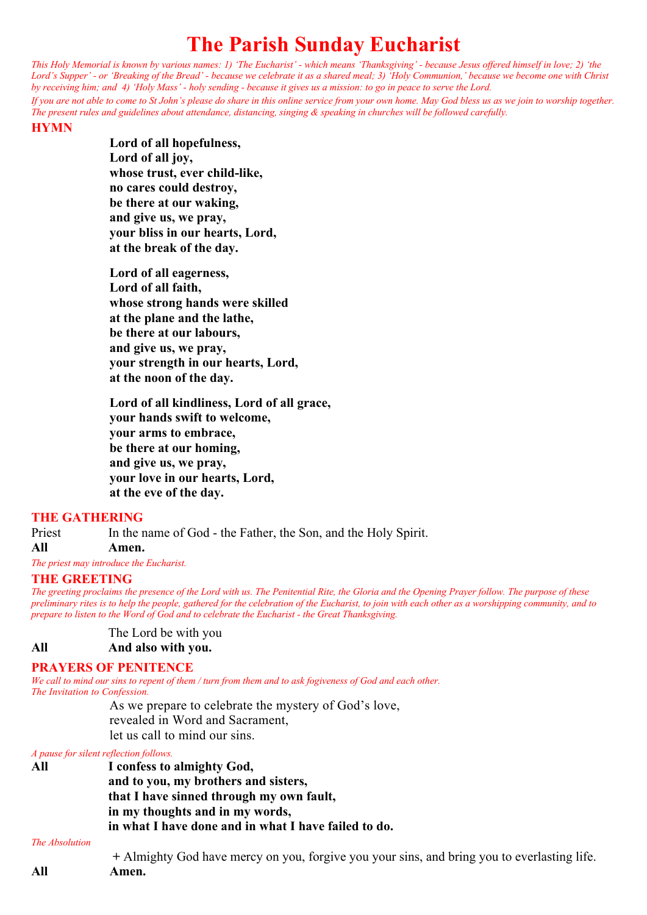# The Parish Sunday Eucharist

*This Holy Memorial is known by various names: 1) 'The Eucharist' - which means 'Thanksgiving' - because Jesus offered himself in love; 2) 'the Lord's Supper' - or 'Breaking of the Bread' - because we celebrate it as a shared meal; 3) 'Holy Communion,' because we become one with Christ by receiving him; and 4) 'Holy Mass' - holy sending - because it gives us a mission: to go in peace to serve the Lord.*

*If you are not able to come to St John's please do share in this online service from your own home. May God bless us as we join to worship together. The present rules and guidelines about attendance, distancing, singing & speaking in churches will be followed carefully.*

## HYMN

**Lord of all hopefulness,**
**Lord of all joy,**
**whose trust, ever child-like,**
**no cares could destroy,**
**be there at our waking,**
**and give us, we pray,**
**your bliss in our hearts, Lord,**
**at the break of the day.**

**Lord of all eagerness,**
**Lord of all faith,**
**whose strong hands were skilled**
**at the plane and the lathe,**
**be there at our labours,**
**and give us, we pray,**
**your strength in our hearts, Lord,**
**at the noon of the day.**

**Lord of all kindliness, Lord of all grace,**
**your hands swift to welcome,**
**your arms to embrace,**
**be there at our homing,**
**and give us, we pray,**
**your love in our hearts, Lord,**
**at the eve of the day.**

## THE GATHERING

Priest In the name of God - the Father, the Son, and the Holy Spirit.
**All Amen.**

*The priest may introduce the Eucharist.*

## THE GREETING

*The greeting proclaims the presence of the Lord with us. The Penitential Rite, the Gloria and the Opening Prayer follow. The purpose of these preliminary rites is to help the people, gathered for the celebration of the Eucharist, to join with each other as a worshipping community, and to prepare to listen to the Word of God and to celebrate the Eucharist - the Great Thanksgiving.*

The Lord be with you
**All And also with you.**

## PRAYERS OF PENITENCE

*We call to mind our sins to repent of them / turn from them and to ask fogiveness of God and each other.*
*The Invitation to Confession.*

As we prepare to celebrate the mystery of God's love,
revealed in Word and Sacrament,
let us call to mind our sins.

*A pause for silent reflection follows.*

**All I confess to almighty God,**
**and to you, my brothers and sisters,**
**that I have sinned through my own fault,**
**in my thoughts and in my words,**
**in what I have done and in what I have failed to do.**

*The Absolution*

+ Almighty God have mercy on you, forgive you your sins, and bring you to everlasting life.
**All Amen.**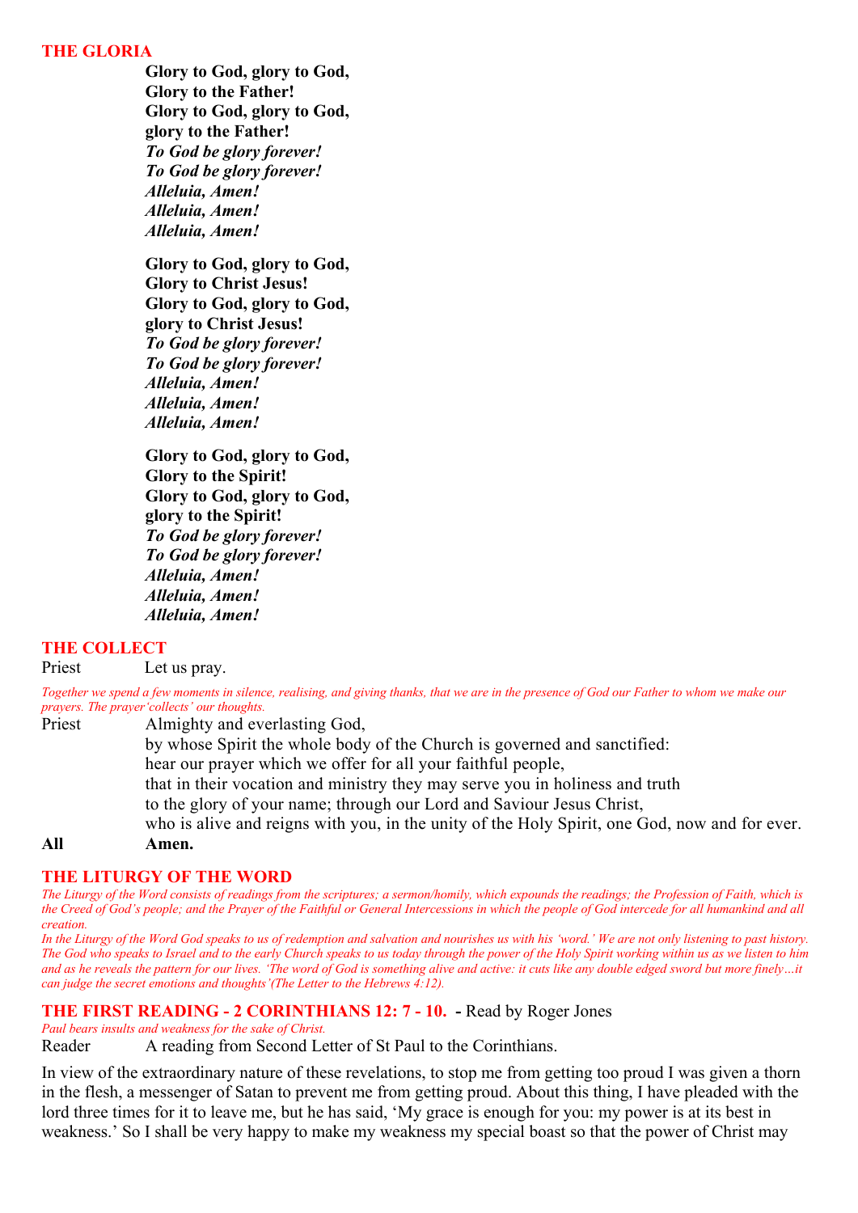## THE GLORIA

**Glory to God, glory to God,**
**Glory to the Father!**
**Glory to God, glory to God,**
**glory to the Father!**
***To God be glory forever!***
***To God be glory forever!***
***Alleluia, Amen!***
***Alleluia, Amen!***
***Alleluia, Amen!***

**Glory to God, glory to God,**
**Glory to Christ Jesus!**
**Glory to God, glory to God,**
**glory to Christ Jesus!**
***To God be glory forever!***
***To God be glory forever!***
***Alleluia, Amen!***
***Alleluia, Amen!***
***Alleluia, Amen!***

**Glory to God, glory to God,**
**Glory to the Spirit!**
**Glory to God, glory to God,**
**glory to the Spirit!**
***To God be glory forever!***
***To God be glory forever!***
***Alleluia, Amen!***
***Alleluia, Amen!***
***Alleluia, Amen!***

## THE COLLECT

Priest Let us pray.

*Together we spend a few moments in silence, realising, and giving thanks, that we are in the presence of God our Father to whom we make our prayers. The prayer'collects' our thoughts.*

Priest Almighty and everlasting God,
by whose Spirit the whole body of the Church is governed and sanctified:
hear our prayer which we offer for all your faithful people,
that in their vocation and ministry they may serve you in holiness and truth
to the glory of your name; through our Lord and Saviour Jesus Christ,
who is alive and reigns with you, in the unity of the Holy Spirit, one God, now and for ever.

**All Amen.**

## THE LITURGY OF THE WORD

*The Liturgy of the Word consists of readings from the scriptures; a sermon/homily, which expounds the readings; the Profession of Faith, which is the Creed of God's people; and the Prayer of the Faithful or General Intercessions in which the people of God intercede for all humankind and all creation.*

*In the Liturgy of the Word God speaks to us of redemption and salvation and nourishes us with his 'word.' We are not only listening to past history. The God who speaks to Israel and to the early Church speaks to us today through the power of the Holy Spirit working within us as we listen to him and as he reveals the pattern for our lives. 'The word of God is something alive and active: it cuts like any double edged sword but more finely…it can judge the secret emotions and thoughts'(The Letter to the Hebrews 4:12).*

## THE FIRST READING - 2 CORINTHIANS 12: 7 - 10. - Read by Roger Jones

*Paul bears insults and weakness for the sake of Christ.*

Reader A reading from Second Letter of St Paul to the Corinthians.

In view of the extraordinary nature of these revelations, to stop me from getting too proud I was given a thorn in the flesh, a messenger of Satan to prevent me from getting proud. About this thing, I have pleaded with the lord three times for it to leave me, but he has said, 'My grace is enough for you: my power is at its best in weakness.' So I shall be very happy to make my weakness my special boast so that the power of Christ may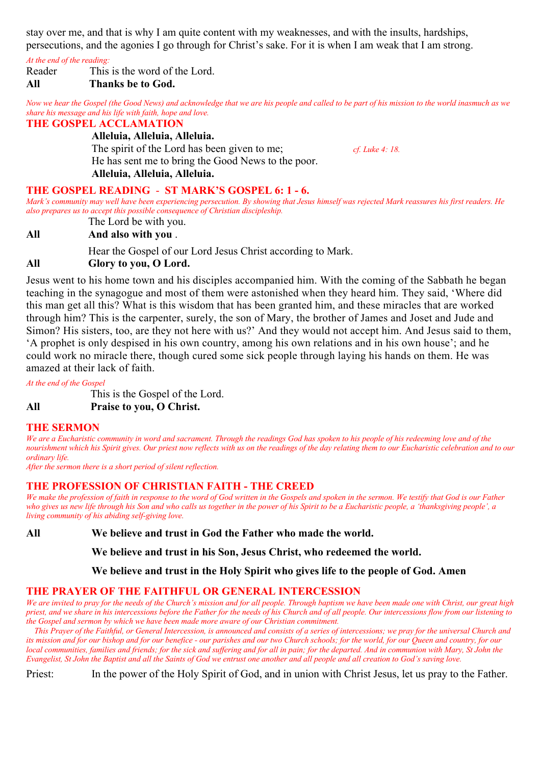stay over me, and that is why I am quite content with my weaknesses, and with the insults, hardships, persecutions, and the agonies I go through for Christ's sake. For it is when I am weak that I am strong.

*At the end of the reading:*

Reader This is the word of the Lord.

**All Thanks be to God.**

*Now we hear the Gospel (the Good News) and acknowledge that we are his people and called to be part of his mission to the world inasmuch as we share his message and his life with faith, hope and love.*

## THE GOSPEL ACCLAMATION

**Alleluia, Alleluia, Alleluia.**

The spirit of the Lord has been given to me; *cf. Luke 4: 18.*

He has sent me to bring the Good News to the poor.

**Alleluia, Alleluia, Alleluia.**

## THE GOSPEL READING - ST MARK'S GOSPEL 6: 1 - 6.

*Mark's community may well have been experiencing persecution. By showing that Jesus himself was rejected Mark reassures his first readers. He also prepares us to accept this possible consequence of Christian discipleship.*

The Lord be with you.

**All And also with you** .

Hear the Gospel of our Lord Jesus Christ according to Mark.

**All Glory to you, O Lord.**

Jesus went to his home town and his disciples accompanied him. With the coming of the Sabbath he began teaching in the synagogue and most of them were astonished when they heard him. They said, 'Where did this man get all this? What is this wisdom that has been granted him, and these miracles that are worked through him? This is the carpenter, surely, the son of Mary, the brother of James and Joset and Jude and Simon? His sisters, too, are they not here with us?' And they would not accept him. And Jesus said to them, 'A prophet is only despised in his own country, among his own relations and in his own house'; and he could work no miracle there, though cured some sick people through laying his hands on them. He was amazed at their lack of faith.

*At the end of the Gospel*

This is the Gospel of the Lord.

**All Praise to you, O Christ.**

## THE SERMON

*We are a Eucharistic community in word and sacrament. Through the readings God has spoken to his people of his redeeming love and of the nourishment which his Spirit gives. Our priest now reflects with us on the readings of the day relating them to our Eucharistic celebration and to our ordinary life.*

*After the sermon there is a short period of silent reflection.*

## THE PROFESSION OF CHRISTIAN FAITH - THE CREED

*We make the profession of faith in response to the word of God written in the Gospels and spoken in the sermon. We testify that God is our Father who gives us new life through his Son and who calls us together in the power of his Spirit to be a Eucharistic people, a 'thanksgiving people', a living community of his abiding self-giving love.*

**All We believe and trust in God the Father who made the world.**

**We believe and trust in his Son, Jesus Christ, who redeemed the world.**

**We believe and trust in the Holy Spirit who gives life to the people of God. Amen**

## THE PRAYER OF THE FAITHFUL OR GENERAL INTERCESSION

*We are invited to pray for the needs of the Church's mission and for all people. Through baptism we have been made one with Christ, our great high priest, and we share in his intercessions before the Father for the needs of his Church and of all people. Our intercessions flow from our listening to the Gospel and sermon by which we have been made more aware of our Christian commitment.*

*This Prayer of the Faithful, or General Intercession, is announced and consists of a series of intercessions; we pray for the universal Church and its mission and for our bishop and for our benefice - our parishes and our two Church schools; for the world, for our Queen and country, for our local communities, families and friends; for the sick and suffering and for all in pain; for the departed. And in communion with Mary, St John the Evangelist, St John the Baptist and all the Saints of God we entrust one another and all people and all creation to God's saving love.*

Priest: In the power of the Holy Spirit of God, and in union with Christ Jesus, let us pray to the Father.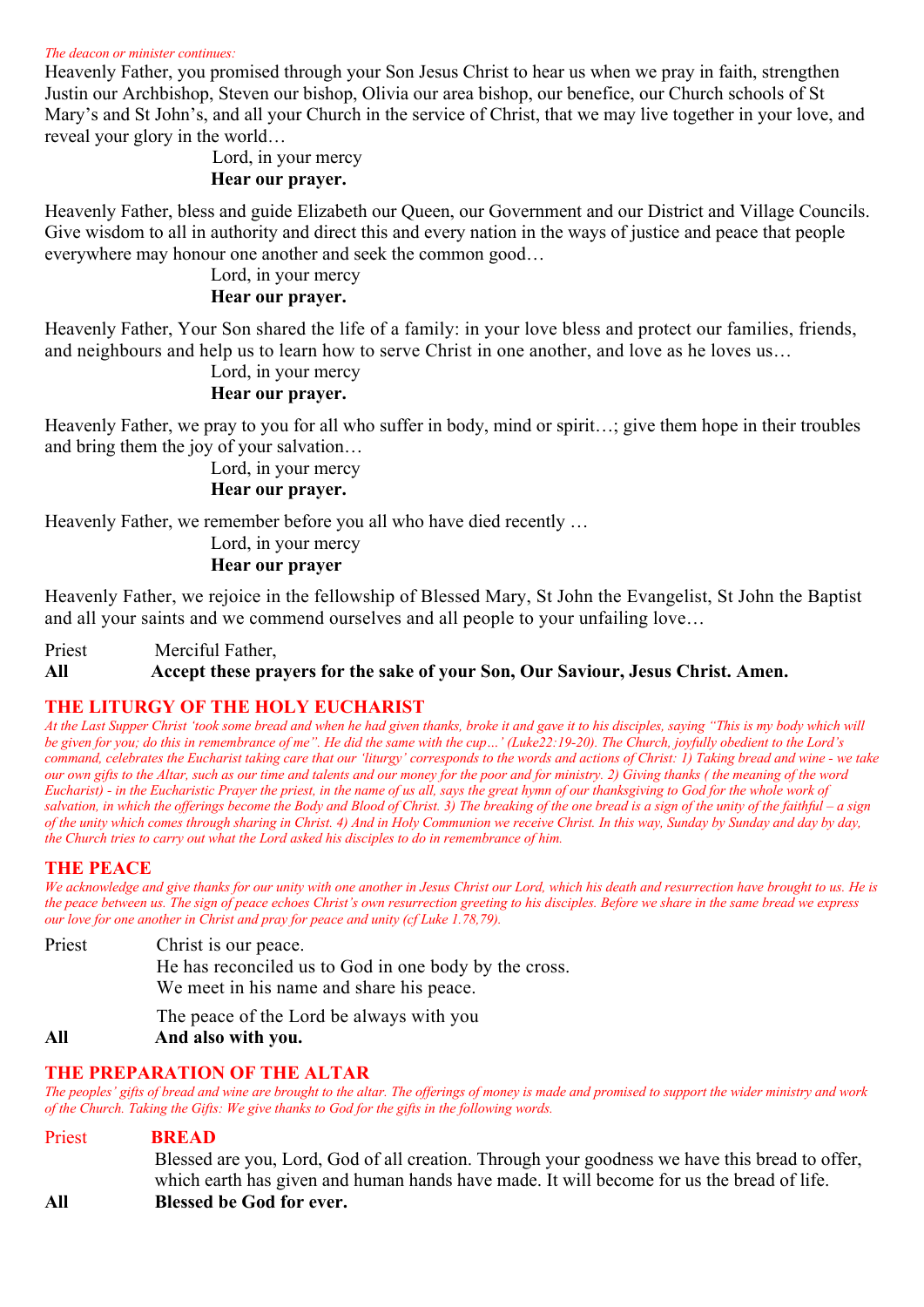*The deacon or minister continues:*

Heavenly Father, you promised through your Son Jesus Christ to hear us when we pray in faith, strengthen Justin our Archbishop, Steven our bishop, Olivia our area bishop, our benefice, our Church schools of St Mary's and St John's, and all your Church in the service of Christ, that we may live together in your love, and reveal your glory in the world…

Lord, in your mercy
**Hear our prayer.**

Heavenly Father, bless and guide Elizabeth our Queen, our Government and our District and Village Councils. Give wisdom to all in authority and direct this and every nation in the ways of justice and peace that people everywhere may honour one another and seek the common good…

Lord, in your mercy
**Hear our prayer.**

Heavenly Father, Your Son shared the life of a family: in your love bless and protect our families, friends, and neighbours and help us to learn how to serve Christ in one another, and love as he loves us…

Lord, in your mercy
**Hear our prayer.**

Heavenly Father, we pray to you for all who suffer in body, mind or spirit…; give them hope in their troubles and bring them the joy of your salvation…

Lord, in your mercy
**Hear our prayer.**

Heavenly Father, we remember before you all who have died recently …

Lord, in your mercy
**Hear our prayer**

Heavenly Father, we rejoice in the fellowship of Blessed Mary, St John the Evangelist, St John the Baptist and all your saints and we commend ourselves and all people to your unfailing love…

Priest Merciful Father,
**All Accept these prayers for the sake of your Son, Our Saviour, Jesus Christ. Amen.**

## THE LITURGY OF THE HOLY EUCHARIST

*At the Last Supper Christ 'took some bread and when he had given thanks, broke it and gave it to his disciples, saying "This is my body which will be given for you; do this in remembrance of me". He did the same with the cup…' (Luke22:19-20). The Church, joyfully obedient to the Lord's command, celebrates the Eucharist taking care that our 'liturgy' corresponds to the words and actions of Christ: 1) Taking bread and wine - we take our own gifts to the Altar, such as our time and talents and our money for the poor and for ministry. 2) Giving thanks ( the meaning of the word Eucharist) - in the Eucharistic Prayer the priest, in the name of us all, says the great hymn of our thanksgiving to God for the whole work of salvation, in which the offerings become the Body and Blood of Christ. 3) The breaking of the one bread is a sign of the unity of the faithful – a sign of the unity which comes through sharing in Christ. 4) And in Holy Communion we receive Christ. In this way, Sunday by Sunday and day by day, the Church tries to carry out what the Lord asked his disciples to do in remembrance of him.*

## THE PEACE

*We acknowledge and give thanks for our unity with one another in Jesus Christ our Lord, which his death and resurrection have brought to us. He is the peace between us. The sign of peace echoes Christ's own resurrection greeting to his disciples. Before we share in the same bread we express our love for one another in Christ and pray for peace and unity (cf Luke 1.78,79).*

Priest Christ is our peace.
He has reconciled us to God in one body by the cross.
We meet in his name and share his peace.

The peace of the Lord be always with you
**All And also with you.**

## THE PREPARATION OF THE ALTAR

*The peoples' gifts of bread and wine are brought to the altar. The offerings of money is made and promised to support the wider ministry and work of the Church. Taking the Gifts: We give thanks to God for the gifts in the following words.*

Priest **BREAD**
Blessed are you, Lord, God of all creation. Through your goodness we have this bread to offer, which earth has given and human hands have made. It will become for us the bread of life.
**All Blessed be God for ever.**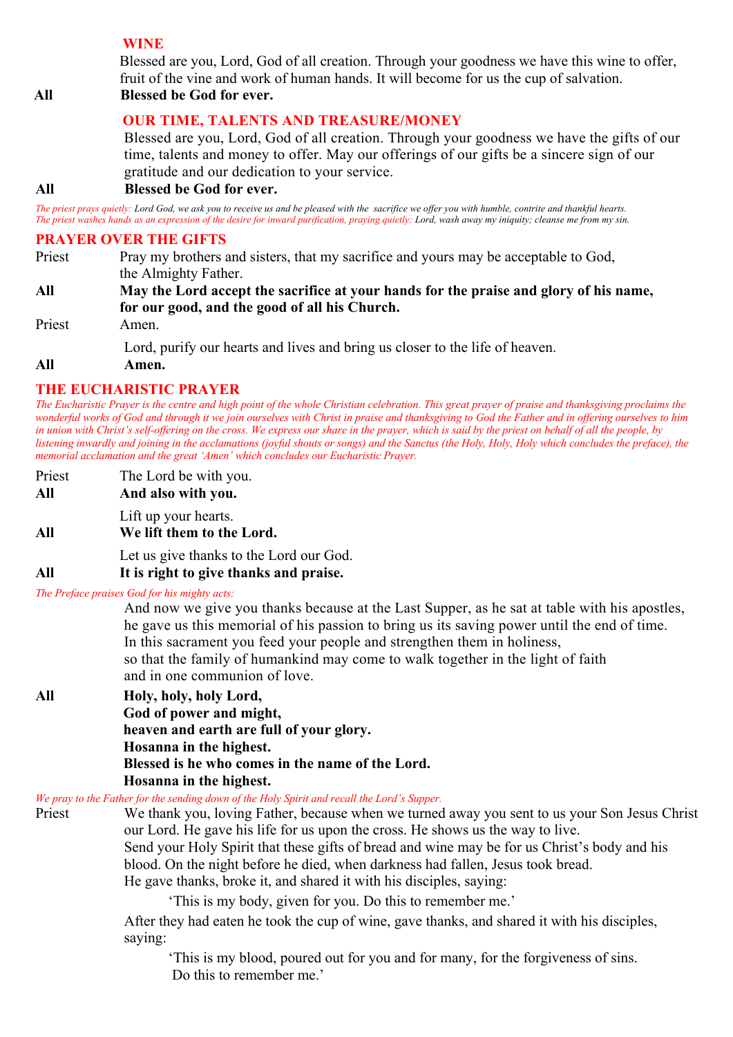### WINE

Blessed are you, Lord, God of all creation. Through your goodness we have this wine to offer, fruit of the vine and work of human hands. It will become for us the cup of salvation.

**All** **Blessed be God for ever.**

### OUR TIME, TALENTS AND TREASURE/MONEY

Blessed are you, Lord, God of all creation. Through your goodness we have the gifts of our time, talents and money to offer. May our offerings of our gifts be a sincere sign of our gratitude and our dedication to your service.

**All** **Blessed be God for ever.**

*The priest prays quietly: Lord God, we ask you to receive us and be pleased with the sacrifice we offer you with humble, contrite and thankful hearts.*
*The priest washes hands as an expression of the desire for inward purification, praying quietly: Lord, wash away my iniquity; cleanse me from my sin.*

## PRAYER OVER THE GIFTS

Priest Pray my brothers and sisters, that my sacrifice and yours may be acceptable to God, the Almighty Father.

**All** **May the Lord accept the sacrifice at your hands for the praise and glory of his name, for our good, and the good of all his Church.**

Priest Amen.

Lord, purify our hearts and lives and bring us closer to the life of heaven.

**All** **Amen.**

## THE EUCHARISTIC PRAYER

*The Eucharistic Prayer is the centre and high point of the whole Christian celebration. This great prayer of praise and thanksgiving proclaims the wonderful works of God and through it we join ourselves with Christ in praise and thanksgiving to God the Father and in offering ourselves to him in union with Christ's self-offering on the cross. We express our share in the prayer, which is said by the priest on behalf of all the people, by listening inwardly and joining in the acclamations (joyful shouts or songs) and the Sanctus (the Holy, Holy, Holy which concludes the preface), the memorial acclamation and the great 'Amen' which concludes our Eucharistic Prayer.*

Priest The Lord be with you.

**All** **And also with you.**

Lift up your hearts.

**All** **We lift them to the Lord.**

Let us give thanks to the Lord our God.

**All** **It is right to give thanks and praise.**

*The Preface praises God for his mighty acts:*

And now we give you thanks because at the Last Supper, as he sat at table with his apostles, he gave us this memorial of his passion to bring us its saving power until the end of time. In this sacrament you feed your people and strengthen them in holiness, so that the family of humankind may come to walk together in the light of faith and in one communion of love.

**All** **Holy, holy, holy Lord,**
**God of power and might,**
**heaven and earth are full of your glory.**
**Hosanna in the highest.**
**Blessed is he who comes in the name of the Lord.**
**Hosanna in the highest.**

*We pray to the Father for the sending down of the Holy Spirit and recall the Lord's Supper.*

Priest We thank you, loving Father, because when we turned away you sent to us your Son Jesus Christ our Lord. He gave his life for us upon the cross. He shows us the way to live.
Send your Holy Spirit that these gifts of bread and wine may be for us Christ's body and his blood. On the night before he died, when darkness had fallen, Jesus took bread.
He gave thanks, broke it, and shared it with his disciples, saying:

'This is my body, given for you. Do this to remember me.'

After they had eaten he took the cup of wine, gave thanks, and shared it with his disciples, saying:

'This is my blood, poured out for you and for many, for the forgiveness of sins. Do this to remember me.'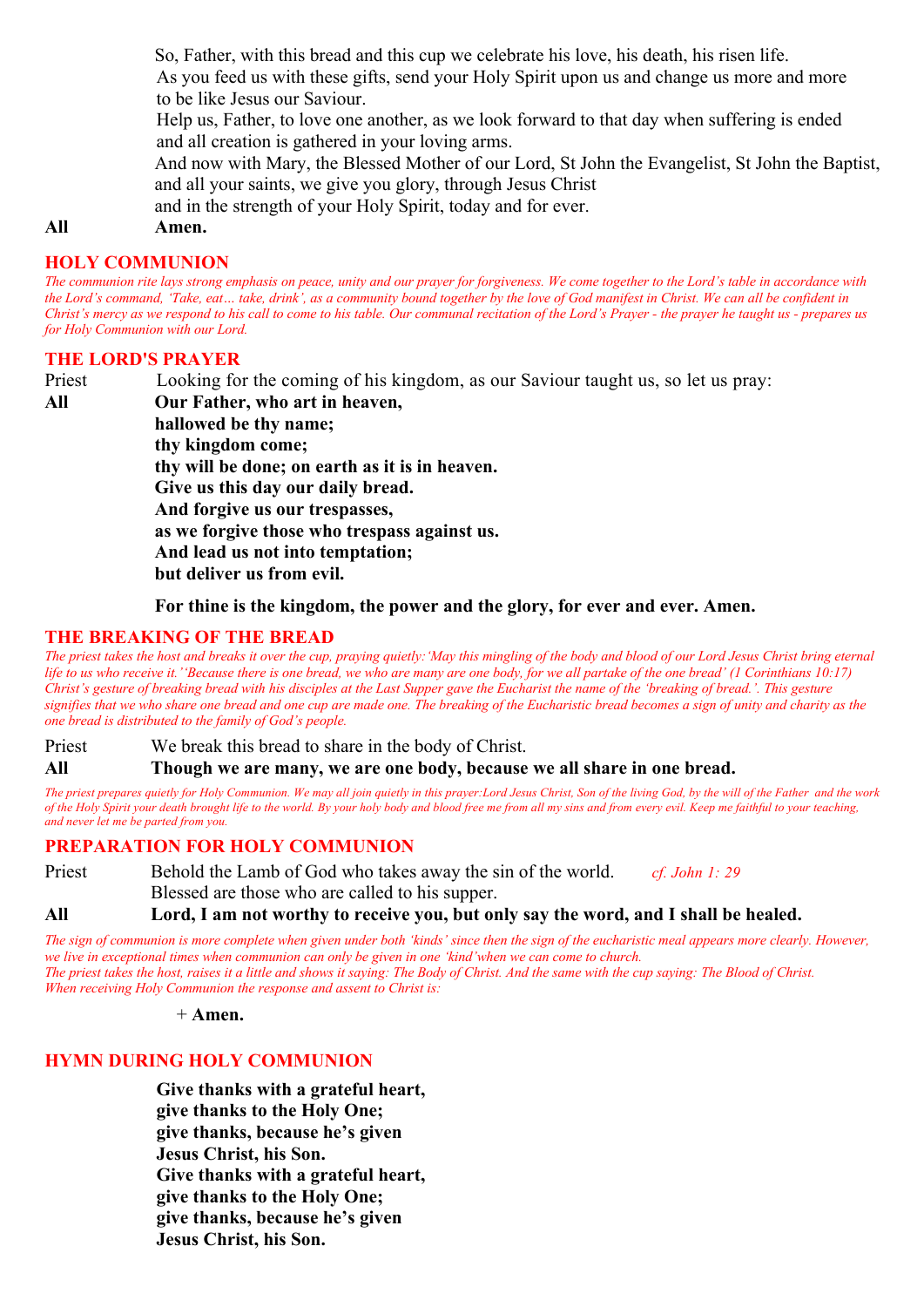So, Father, with this bread and this cup we celebrate his love, his death, his risen life.
As you feed us with these gifts, send your Holy Spirit upon us and change us more and more to be like Jesus our Saviour.
Help us, Father, to love one another, as we look forward to that day when suffering is ended and all creation is gathered in your loving arms.
And now with Mary, the Blessed Mother of our Lord, St John the Evangelist, St John the Baptist, and all your saints, we give you glory, through Jesus Christ
and in the strength of your Holy Spirit, today and for ever.

**All** **Amen.**

## HOLY COMMUNION

*The communion rite lays strong emphasis on peace, unity and our prayer for forgiveness. We come together to the Lord's table in accordance with the Lord's command, 'Take, eat… take, drink', as a community bound together by the love of God manifest in Christ. We can all be confident in Christ's mercy as we respond to his call to come to his table. Our communal recitation of the Lord's Prayer - the prayer he taught us - prepares us for Holy Communion with our Lord.*

## THE LORD'S PRAYER

Priest Looking for the coming of his kingdom, as our Saviour taught us, so let us pray:

**All** **Our Father, who art in heaven,**
**hallowed be thy name;**
**thy kingdom come;**
**thy will be done; on earth as it is in heaven.**
**Give us this day our daily bread.**
**And forgive us our trespasses,**
**as we forgive those who trespass against us.**
**And lead us not into temptation;**
**but deliver us from evil.**

**For thine is the kingdom, the power and the glory, for ever and ever. Amen.**

## THE BREAKING OF THE BREAD

*The priest takes the host and breaks it over the cup, praying quietly:'May this mingling of the body and blood of our Lord Jesus Christ bring eternal life to us who receive it.''Because there is one bread, we who are many are one body, for we all partake of the one bread' (1 Corinthians 10:17) Christ's gesture of breaking bread with his disciples at the Last Supper gave the Eucharist the name of the 'breaking of bread.'. This gesture signifies that we who share one bread and one cup are made one. The breaking of the Eucharistic bread becomes a sign of unity and charity as the one bread is distributed to the family of God's people.*

Priest We break this bread to share in the body of Christ.

**All** **Though we are many, we are one body, because we all share in one bread.**

*The priest prepares quietly for Holy Communion. We may all join quietly in this prayer:Lord Jesus Christ, Son of the living God, by the will of the Father and the work of the Holy Spirit your death brought life to the world. By your holy body and blood free me from all my sins and from every evil. Keep me faithful to your teaching, and never let me be parted from you.*

## PREPARATION FOR HOLY COMMUNION

Priest Behold the Lamb of God who takes away the sin of the world. *cf. John 1: 29*
Blessed are those who are called to his supper.

**All** **Lord, I am not worthy to receive you, but only say the word, and I shall be healed.**

*The sign of communion is more complete when given under both 'kinds' since then the sign of the eucharistic meal appears more clearly. However, we live in exceptional times when communion can only be given in one 'kind'when we can come to church.*
*The priest takes the host, raises it a little and shows it saying: The Body of Christ. And the same with the cup saying: The Blood of Christ.*
*When receiving Holy Communion the response and assent to Christ is:*

+ **Amen.**

## HYMN DURING HOLY COMMUNION

**Give thanks with a grateful heart,**
**give thanks to the Holy One;**
**give thanks, because he's given**
**Jesus Christ, his Son.**
**Give thanks with a grateful heart,**
**give thanks to the Holy One;**
**give thanks, because he's given**
**Jesus Christ, his Son.**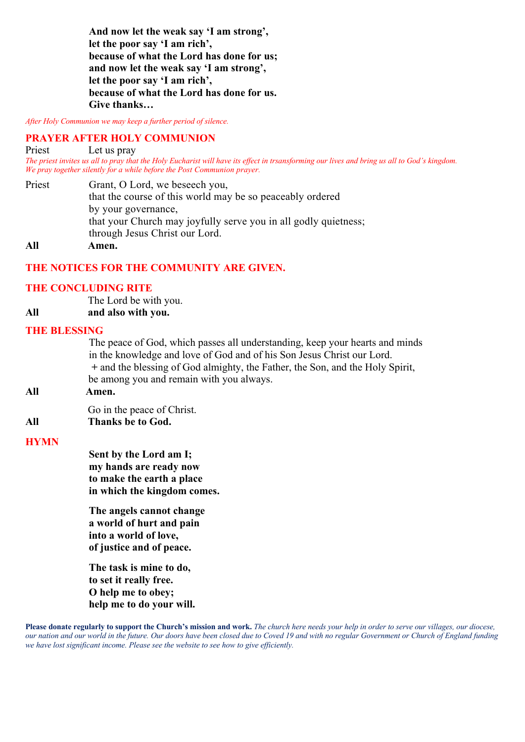**And now let the weak say 'I am strong',**
**let the poor say 'I am rich',**
**because of what the Lord has done for us;**
**and now let the weak say 'I am strong',**
**let the poor say 'I am rich',**
**because of what the Lord has done for us.**
**Give thanks…**

*After Holy Communion we may keep a further period of silence.*

## PRAYER AFTER HOLY COMMUNION

Priest Let us pray

*The priest invites us all to pray that the Holy Eucharist will have its effect in trsansforming our lives and bring us all to God's kingdom. We pray together silently for a while before the Post Communion prayer.*

Priest Grant, O Lord, we beseech you,
that the course of this world may be so peaceably ordered
by your governance,
that your Church may joyfully serve you in all godly quietness;
through Jesus Christ our Lord.

**All Amen.**

## THE NOTICES FOR THE COMMUNITY ARE GIVEN.

## THE CONCLUDING RITE

The Lord be with you.

**All and also with you.**

## THE BLESSING

The peace of God, which passes all understanding, keep your hearts and minds
in the knowledge and love of God and of his Son Jesus Christ our Lord.
+ and the blessing of God almighty, the Father, the Son, and the Holy Spirit,
be among you and remain with you always.

**All Amen.**

Go in the peace of Christ.

**All Thanks be to God.**

## HYMN

**Sent by the Lord am I;**
**my hands are ready now**
**to make the earth a place**
**in which the kingdom comes.**

**The angels cannot change**
**a world of hurt and pain**
**into a world of love,**
**of justice and of peace.**

**The task is mine to do,**
**to set it really free.**
**O help me to obey;**
**help me to do your will.**

**Please donate regularly to support the Church's mission and work.** *The church here needs your help in order to serve our villages, our diocese, our nation and our world in the future. Our doors have been closed due to Coved 19 and with no regular Government or Church of England funding we have lost significant income. Please see the website to see how to give efficiently.*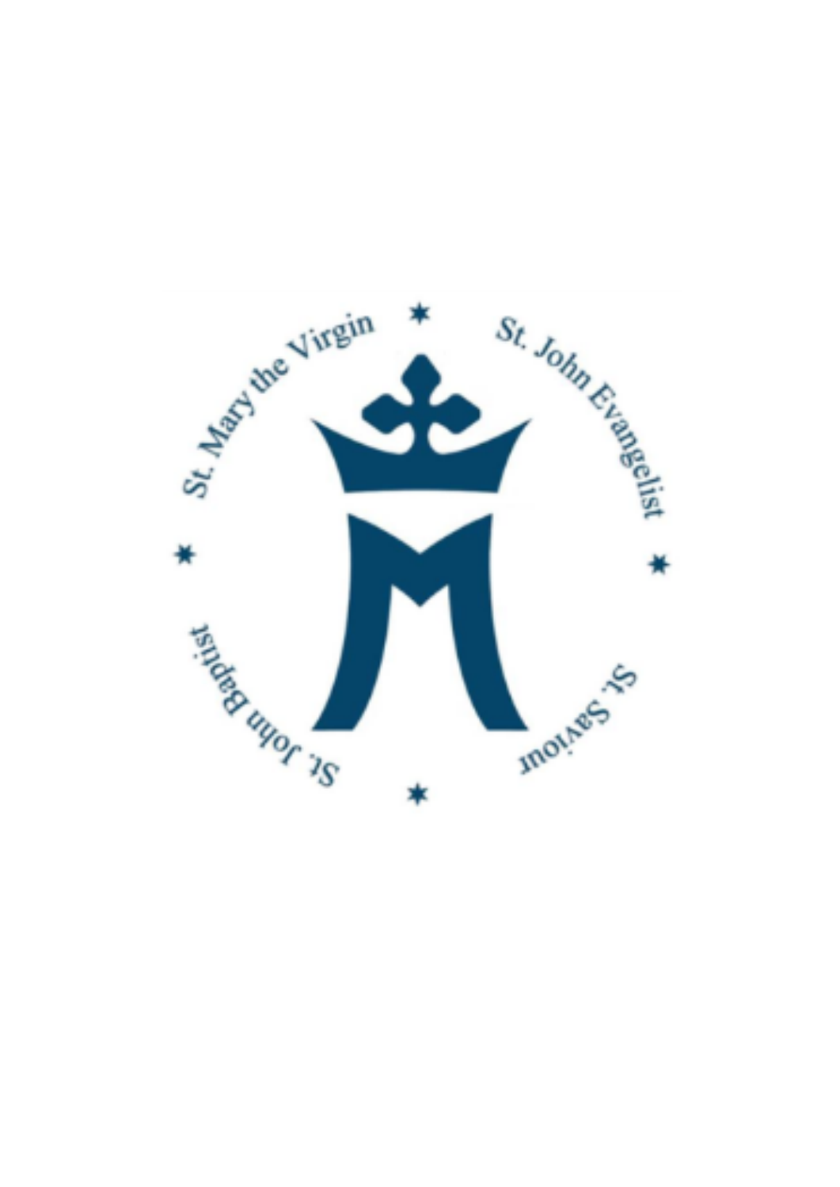St. Mary the Virgin

St. John Evangelist

St. Saviour

St. John Baptist